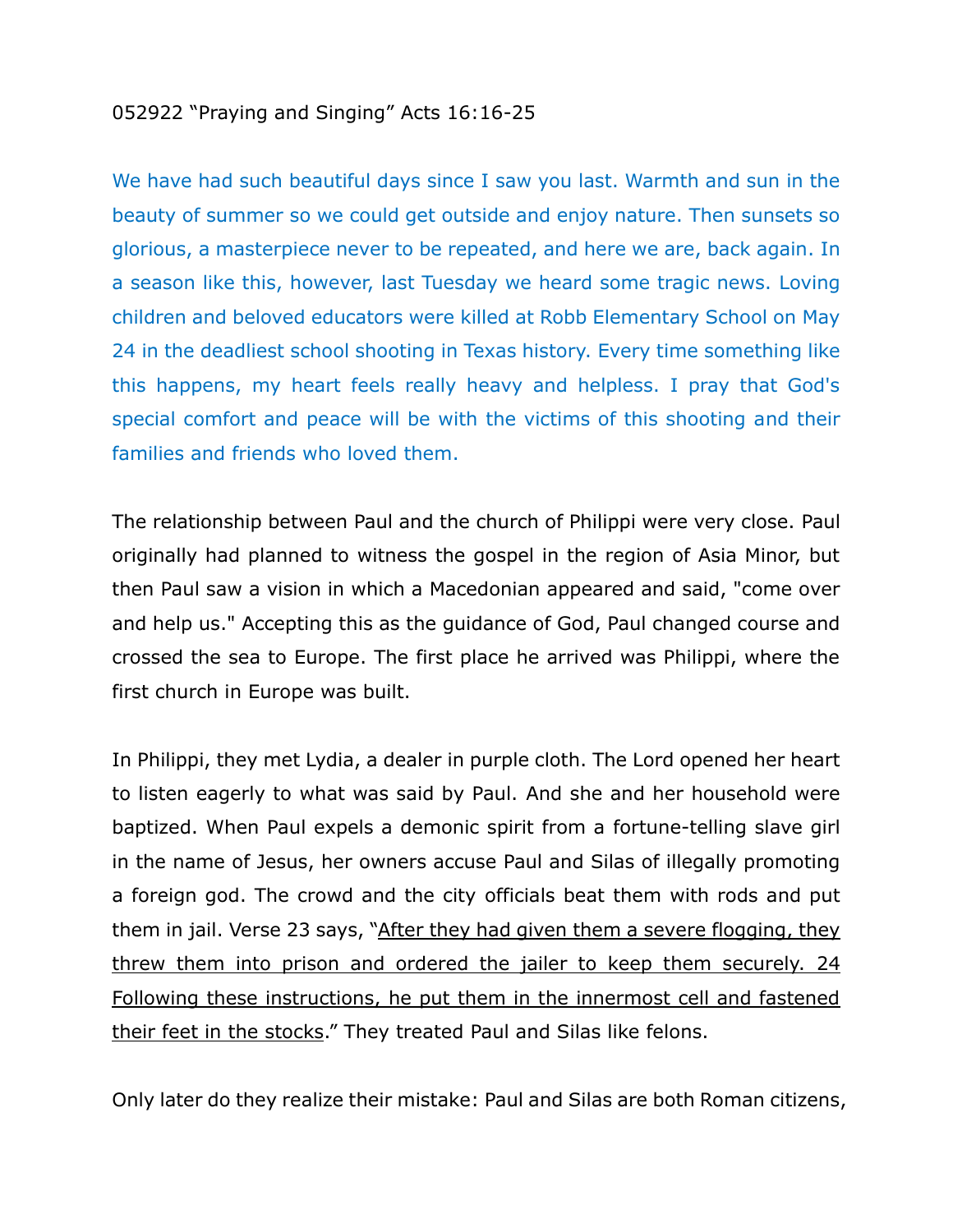052922 "Praying and Singing" Acts 16:16-25

We have had such beautiful days since I saw you last. Warmth and sun in the beauty of summer so we could get outside and enjoy nature. Then sunsets so glorious, a masterpiece never to be repeated, and here we are, back again. In a season like this, however, last Tuesday we heard some tragic news. Loving children and beloved educators were killed at Robb Elementary School on May 24 in the deadliest school shooting in Texas history. Every time something like this happens, my heart feels really heavy and helpless. I pray that God's special comfort and peace will be with the victims of this shooting and their families and friends who loved them.

The relationship between Paul and the church of Philippi were very close. Paul originally had planned to witness the gospel in the region of Asia Minor, but then Paul saw a vision in which a Macedonian appeared and said, "come over and help us." Accepting this as the guidance of God, Paul changed course and crossed the sea to Europe. The first place he arrived was Philippi, where the first church in Europe was built.

In Philippi, they met Lydia, a dealer in purple cloth. The Lord opened her heart to listen eagerly to what was said by Paul. And she and her household were baptized. When Paul expels a demonic spirit from a fortune-telling slave girl in the name of Jesus, her owners accuse Paul and Silas of illegally promoting a foreign god. The crowd and the city officials beat them with rods and put them in jail. Verse 23 says, "<u>After they had given them a severe flogging, they threw them into prison and ordered the jailer to keep them securely. 24 Following these instructions, he put them in the innermost cell and fastened their feet in the stocks</u>." They treated Paul and Silas like felons.

Only later do they realize their mistake: Paul and Silas are both Roman citizens,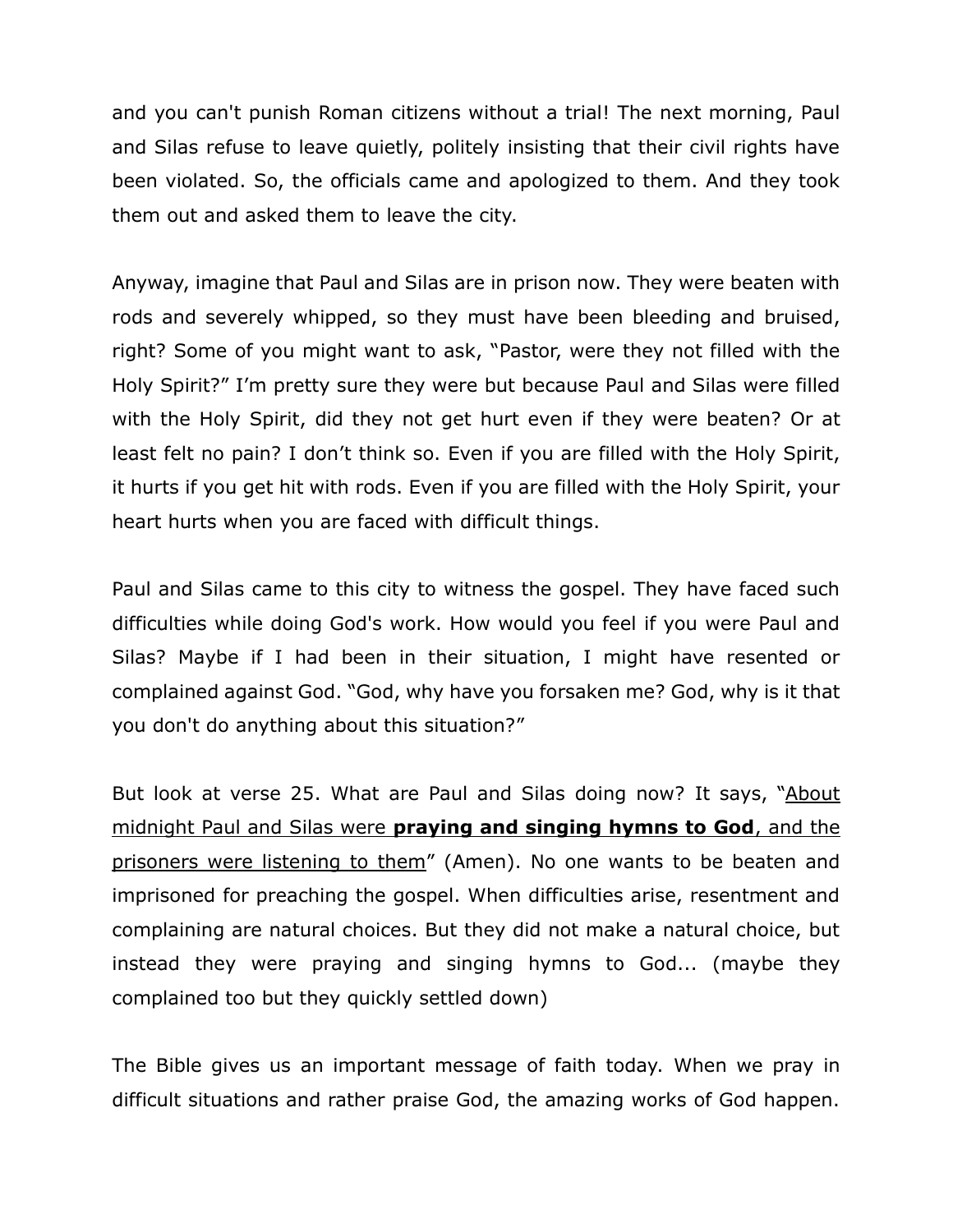and you can't punish Roman citizens without a trial! The next morning, Paul and Silas refuse to leave quietly, politely insisting that their civil rights have been violated. So, the officials came and apologized to them. And they took them out and asked them to leave the city.

Anyway, imagine that Paul and Silas are in prison now. They were beaten with rods and severely whipped, so they must have been bleeding and bruised, right? Some of you might want to ask, "Pastor, were they not filled with the Holy Spirit?" I'm pretty sure they were but because Paul and Silas were filled with the Holy Spirit, did they not get hurt even if they were beaten? Or at least felt no pain? I don't think so. Even if you are filled with the Holy Spirit, it hurts if you get hit with rods. Even if you are filled with the Holy Spirit, your heart hurts when you are faced with difficult things.

Paul and Silas came to this city to witness the gospel. They have faced such difficulties while doing God's work. How would you feel if you were Paul and Silas? Maybe if I had been in their situation, I might have resented or complained against God. "God, why have you forsaken me? God, why is it that you don't do anything about this situation?"

But look at verse 25. What are Paul and Silas doing now? It says, "<u>About midnight Paul and Silas were **praying and singing hymns to God**, and the prisoners were listening to them</u>" (Amen). No one wants to be beaten and imprisoned for preaching the gospel. When difficulties arise, resentment and complaining are natural choices. But they did not make a natural choice, but instead they were praying and singing hymns to God... (maybe they complained too but they quickly settled down)

The Bible gives us an important message of faith today. When we pray in difficult situations and rather praise God, the amazing works of God happen.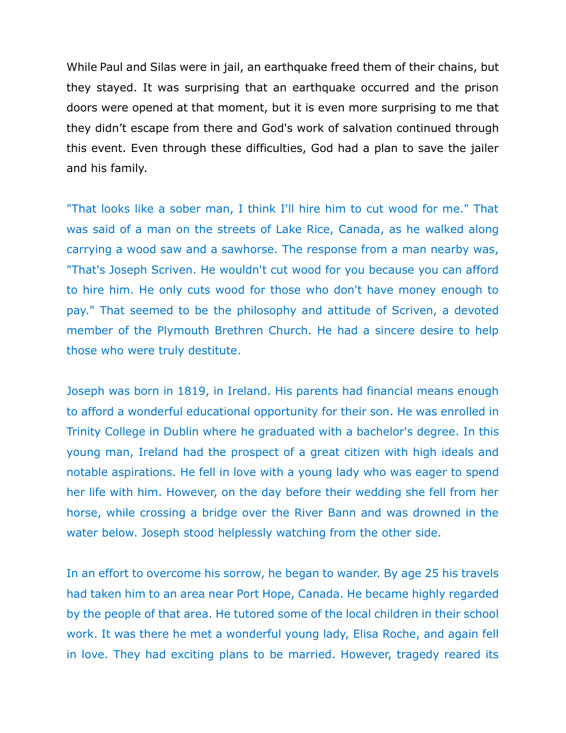While Paul and Silas were in jail, an earthquake freed them of their chains, but they stayed. It was surprising that an earthquake occurred and the prison doors were opened at that moment, but it is even more surprising to me that they didn't escape from there and God's work of salvation continued through this event. Even through these difficulties, God had a plan to save the jailer and his family.

"That looks like a sober man, I think I'll hire him to cut wood for me." That was said of a man on the streets of Lake Rice, Canada, as he walked along carrying a wood saw and a sawhorse. The response from a man nearby was, "That's Joseph Scriven. He wouldn't cut wood for you because you can afford to hire him. He only cuts wood for those who don't have money enough to pay." That seemed to be the philosophy and attitude of Scriven, a devoted member of the Plymouth Brethren Church. He had a sincere desire to help those who were truly destitute.

Joseph was born in 1819, in Ireland. His parents had financial means enough to afford a wonderful educational opportunity for their son. He was enrolled in Trinity College in Dublin where he graduated with a bachelor's degree. In this young man, Ireland had the prospect of a great citizen with high ideals and notable aspirations. He fell in love with a young lady who was eager to spend her life with him. However, on the day before their wedding she fell from her horse, while crossing a bridge over the River Bann and was drowned in the water below. Joseph stood helplessly watching from the other side.

In an effort to overcome his sorrow, he began to wander. By age 25 his travels had taken him to an area near Port Hope, Canada. He became highly regarded by the people of that area. He tutored some of the local children in their school work. It was there he met a wonderful young lady, Elisa Roche, and again fell in love. They had exciting plans to be married. However, tragedy reared its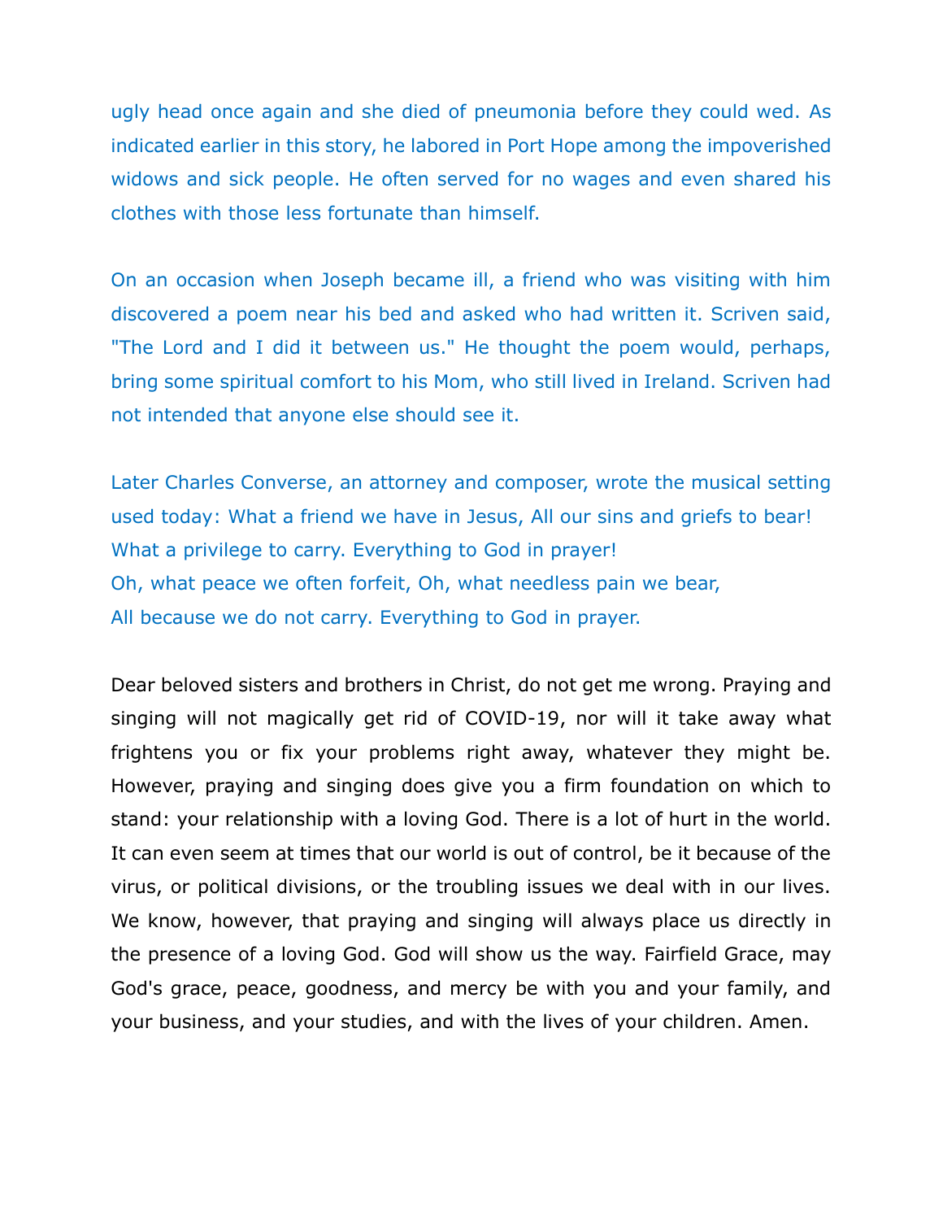ugly head once again and she died of pneumonia before they could wed. As indicated earlier in this story, he labored in Port Hope among the impoverished widows and sick people. He often served for no wages and even shared his clothes with those less fortunate than himself.

On an occasion when Joseph became ill, a friend who was visiting with him discovered a poem near his bed and asked who had written it. Scriven said, "The Lord and I did it between us." He thought the poem would, perhaps, bring some spiritual comfort to his Mom, who still lived in Ireland. Scriven had not intended that anyone else should see it.

Later Charles Converse, an attorney and composer, wrote the musical setting used today: What a friend we have in Jesus, All our sins and griefs to bear!
What a privilege to carry. Everything to God in prayer!
Oh, what peace we often forfeit, Oh, what needless pain we bear,
All because we do not carry. Everything to God in prayer.

Dear beloved sisters and brothers in Christ, do not get me wrong. Praying and singing will not magically get rid of COVID-19, nor will it take away what frightens you or fix your problems right away, whatever they might be. However, praying and singing does give you a firm foundation on which to stand: your relationship with a loving God. There is a lot of hurt in the world. It can even seem at times that our world is out of control, be it because of the virus, or political divisions, or the troubling issues we deal with in our lives. We know, however, that praying and singing will always place us directly in the presence of a loving God. God will show us the way. Fairfield Grace, may God's grace, peace, goodness, and mercy be with you and your family, and your business, and your studies, and with the lives of your children. Amen.